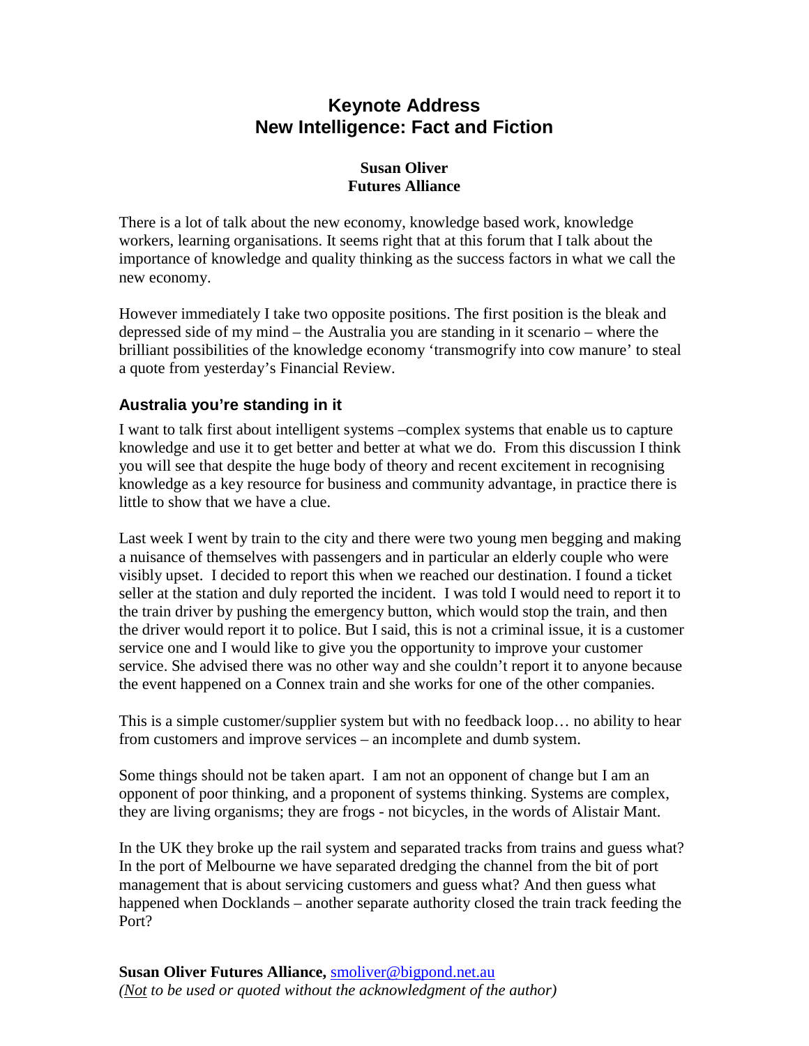# Keynote Address
# New Intelligence: Fact and Fiction

**Susan Oliver**
**Futures Alliance**

There is a lot of talk about the new economy, knowledge based work, knowledge workers, learning organisations. It seems right that at this forum that I talk about the importance of knowledge and quality thinking as the success factors in what we call the new economy.

However immediately I take two opposite positions. The first position is the bleak and depressed side of my mind – the Australia you are standing in it scenario – where the brilliant possibilities of the knowledge economy 'transmogrify into cow manure' to steal a quote from yesterday's Financial Review.

## Australia you're standing in it

I want to talk first about intelligent systems –complex systems that enable us to capture knowledge and use it to get better and better at what we do. From this discussion I think you will see that despite the huge body of theory and recent excitement in recognising knowledge as a key resource for business and community advantage, in practice there is little to show that we have a clue.

Last week I went by train to the city and there were two young men begging and making a nuisance of themselves with passengers and in particular an elderly couple who were visibly upset. I decided to report this when we reached our destination. I found a ticket seller at the station and duly reported the incident. I was told I would need to report it to the train driver by pushing the emergency button, which would stop the train, and then the driver would report it to police. But I said, this is not a criminal issue, it is a customer service one and I would like to give you the opportunity to improve your customer service. She advised there was no other way and she couldn't report it to anyone because the event happened on a Connex train and she works for one of the other companies.

This is a simple customer/supplier system but with no feedback loop… no ability to hear from customers and improve services – an incomplete and dumb system.

Some things should not be taken apart. I am not an opponent of change but I am an opponent of poor thinking, and a proponent of systems thinking. Systems are complex, they are living organisms; they are frogs - not bicycles, in the words of Alistair Mant.

In the UK they broke up the rail system and separated tracks from trains and guess what? In the port of Melbourne we have separated dredging the channel from the bit of port management that is about servicing customers and guess what? And then guess what happened when Docklands – another separate authority closed the train track feeding the Port?

**Susan Oliver Futures Alliance,** smoliver@bigpond.net.au
*(Not to be used or quoted without the acknowledgment of the author)*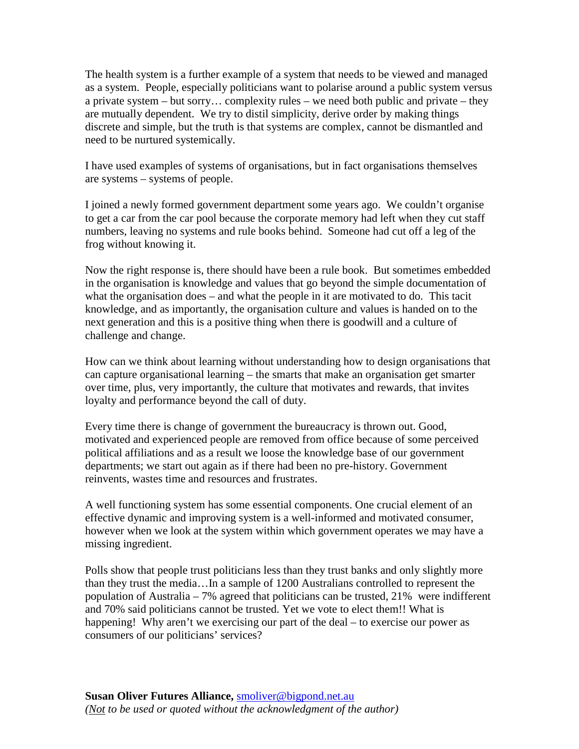The health system is a further example of a system that needs to be viewed and managed as a system. People, especially politicians want to polarise around a public system versus a private system – but sorry… complexity rules – we need both public and private – they are mutually dependent. We try to distil simplicity, derive order by making things discrete and simple, but the truth is that systems are complex, cannot be dismantled and need to be nurtured systemically.

I have used examples of systems of organisations, but in fact organisations themselves are systems – systems of people.

I joined a newly formed government department some years ago. We couldn't organise to get a car from the car pool because the corporate memory had left when they cut staff numbers, leaving no systems and rule books behind. Someone had cut off a leg of the frog without knowing it.

Now the right response is, there should have been a rule book. But sometimes embedded in the organisation is knowledge and values that go beyond the simple documentation of what the organisation does – and what the people in it are motivated to do. This tacit knowledge, and as importantly, the organisation culture and values is handed on to the next generation and this is a positive thing when there is goodwill and a culture of challenge and change.

How can we think about learning without understanding how to design organisations that can capture organisational learning – the smarts that make an organisation get smarter over time, plus, very importantly, the culture that motivates and rewards, that invites loyalty and performance beyond the call of duty.

Every time there is change of government the bureaucracy is thrown out. Good, motivated and experienced people are removed from office because of some perceived political affiliations and as a result we loose the knowledge base of our government departments; we start out again as if there had been no pre-history. Government reinvents, wastes time and resources and frustrates.

A well functioning system has some essential components. One crucial element of an effective dynamic and improving system is a well-informed and motivated consumer, however when we look at the system within which government operates we may have a missing ingredient.

Polls show that people trust politicians less than they trust banks and only slightly more than they trust the media…In a sample of 1200 Australians controlled to represent the population of Australia – 7% agreed that politicians can be trusted, 21% were indifferent and 70% said politicians cannot be trusted. Yet we vote to elect them!! What is happening! Why aren't we exercising our part of the deal – to exercise our power as consumers of our politicians' services?

**Susan Oliver Futures Alliance,** smoliver@bigpond.net.au
*(Not to be used or quoted without the acknowledgment of the author)*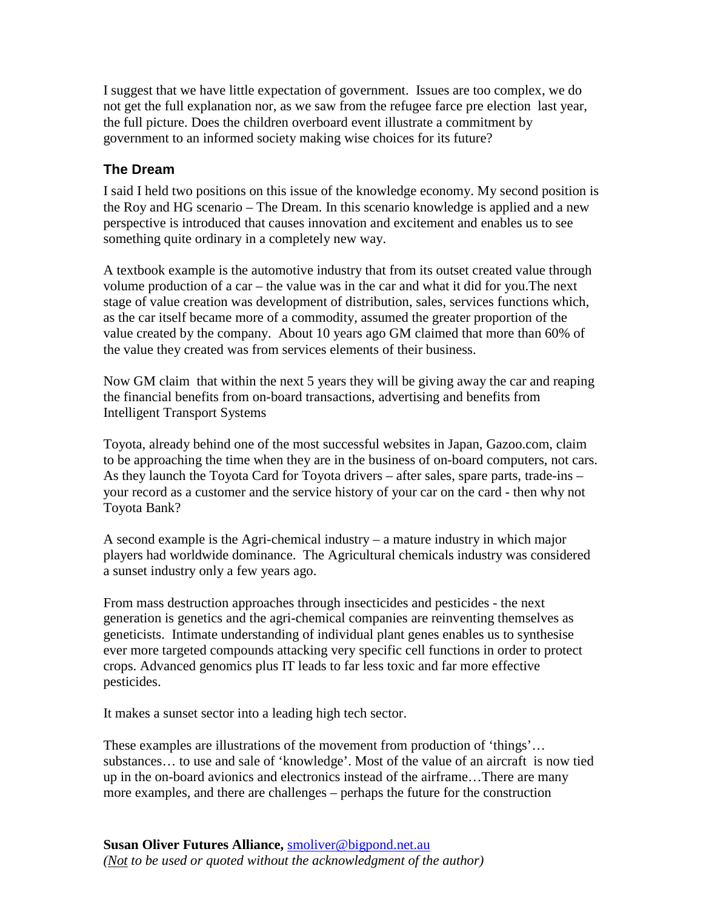I suggest that we have little expectation of government. Issues are too complex, we do not get the full explanation nor, as we saw from the refugee farce pre election last year, the full picture. Does the children overboard event illustrate a commitment by government to an informed society making wise choices for its future?

### The Dream

I said I held two positions on this issue of the knowledge economy. My second position is the Roy and HG scenario – The Dream. In this scenario knowledge is applied and a new perspective is introduced that causes innovation and excitement and enables us to see something quite ordinary in a completely new way.

A textbook example is the automotive industry that from its outset created value through volume production of a car – the value was in the car and what it did for you.The next stage of value creation was development of distribution, sales, services functions which, as the car itself became more of a commodity, assumed the greater proportion of the value created by the company. About 10 years ago GM claimed that more than 60% of the value they created was from services elements of their business.

Now GM claim that within the next 5 years they will be giving away the car and reaping the financial benefits from on-board transactions, advertising and benefits from Intelligent Transport Systems

Toyota, already behind one of the most successful websites in Japan, Gazoo.com, claim to be approaching the time when they are in the business of on-board computers, not cars. As they launch the Toyota Card for Toyota drivers – after sales, spare parts, trade-ins – your record as a customer and the service history of your car on the card - then why not Toyota Bank?

A second example is the Agri-chemical industry – a mature industry in which major players had worldwide dominance. The Agricultural chemicals industry was considered a sunset industry only a few years ago.

From mass destruction approaches through insecticides and pesticides - the next generation is genetics and the agri-chemical companies are reinventing themselves as geneticists. Intimate understanding of individual plant genes enables us to synthesise ever more targeted compounds attacking very specific cell functions in order to protect crops. Advanced genomics plus IT leads to far less toxic and far more effective pesticides.

It makes a sunset sector into a leading high tech sector.

These examples are illustrations of the movement from production of 'things'… substances… to use and sale of 'knowledge'. Most of the value of an aircraft is now tied up in the on-board avionics and electronics instead of the airframe…There are many more examples, and there are challenges – perhaps the future for the construction

**Susan Oliver Futures Alliance,** smoliver@bigpond.net.au
*(Not to be used or quoted without the acknowledgment of the author)*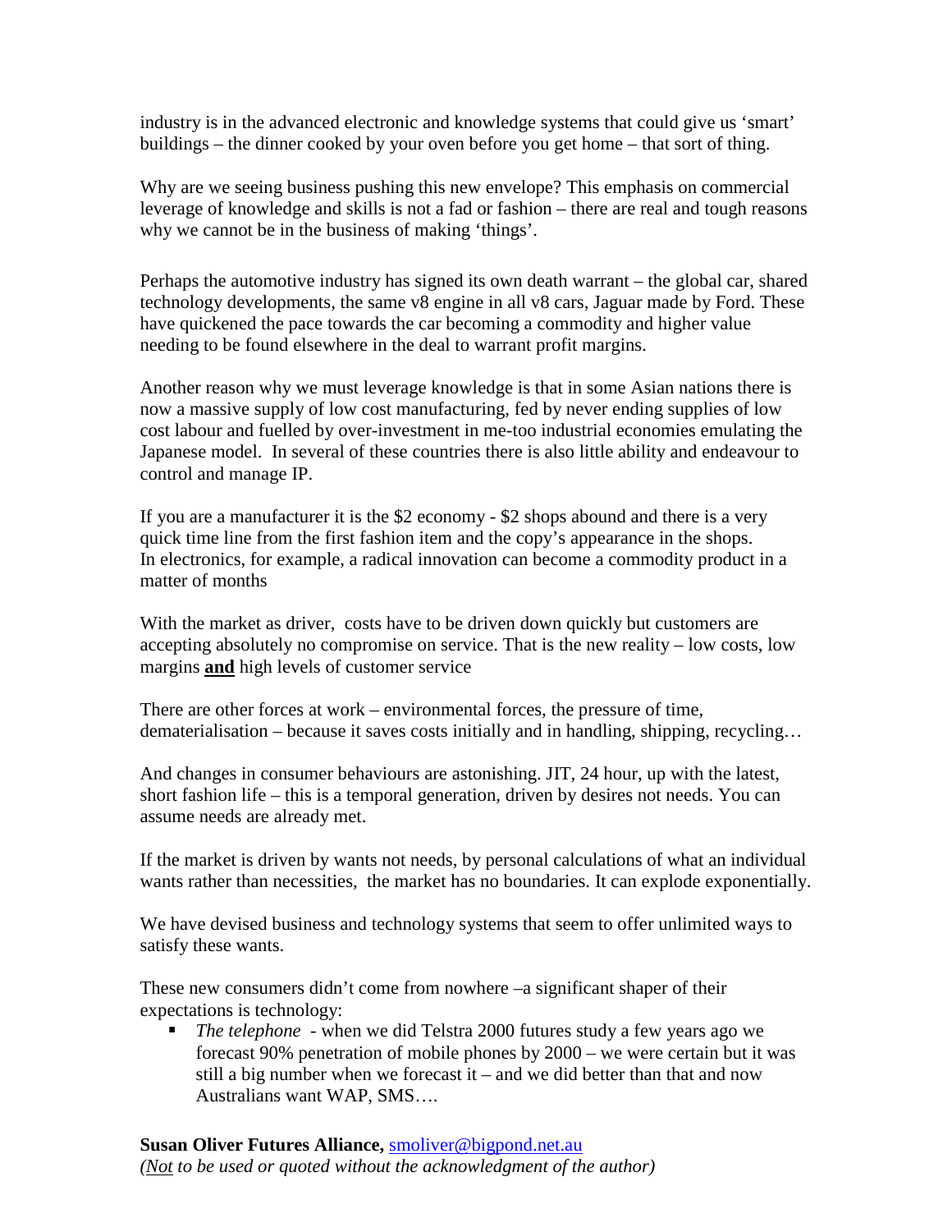industry is in the advanced electronic and knowledge systems that could give us 'smart' buildings – the dinner cooked by your oven before you get home – that sort of thing.

Why are we seeing business pushing this new envelope? This emphasis on commercial leverage of knowledge and skills is not a fad or fashion – there are real and tough reasons why we cannot be in the business of making 'things'.

Perhaps the automotive industry has signed its own death warrant – the global car, shared technology developments, the same v8 engine in all v8 cars, Jaguar made by Ford. These have quickened the pace towards the car becoming a commodity and higher value needing to be found elsewhere in the deal to warrant profit margins.

Another reason why we must leverage knowledge is that in some Asian nations there is now a massive supply of low cost manufacturing, fed by never ending supplies of low cost labour and fuelled by over-investment in me-too industrial economies emulating the Japanese model. In several of these countries there is also little ability and endeavour to control and manage IP.

If you are a manufacturer it is the $2 economy - $2 shops abound and there is a very quick time line from the first fashion item and the copy's appearance in the shops. In electronics, for example, a radical innovation can become a commodity product in a matter of months

With the market as driver, costs have to be driven down quickly but customers are accepting absolutely no compromise on service. That is the new reality – low costs, low margins **and** high levels of customer service

There are other forces at work – environmental forces, the pressure of time, dematerialisation – because it saves costs initially and in handling, shipping, recycling…

And changes in consumer behaviours are astonishing. JIT, 24 hour, up with the latest, short fashion life – this is a temporal generation, driven by desires not needs. You can assume needs are already met.

If the market is driven by wants not needs, by personal calculations of what an individual wants rather than necessities, the market has no boundaries. It can explode exponentially.

We have devised business and technology systems that seem to offer unlimited ways to satisfy these wants.

These new consumers didn't come from nowhere –a significant shaper of their expectations is technology:

- *The telephone* - when we did Telstra 2000 futures study a few years ago we forecast 90% penetration of mobile phones by 2000 – we were certain but it was still a big number when we forecast it – and we did better than that and now Australians want WAP, SMS….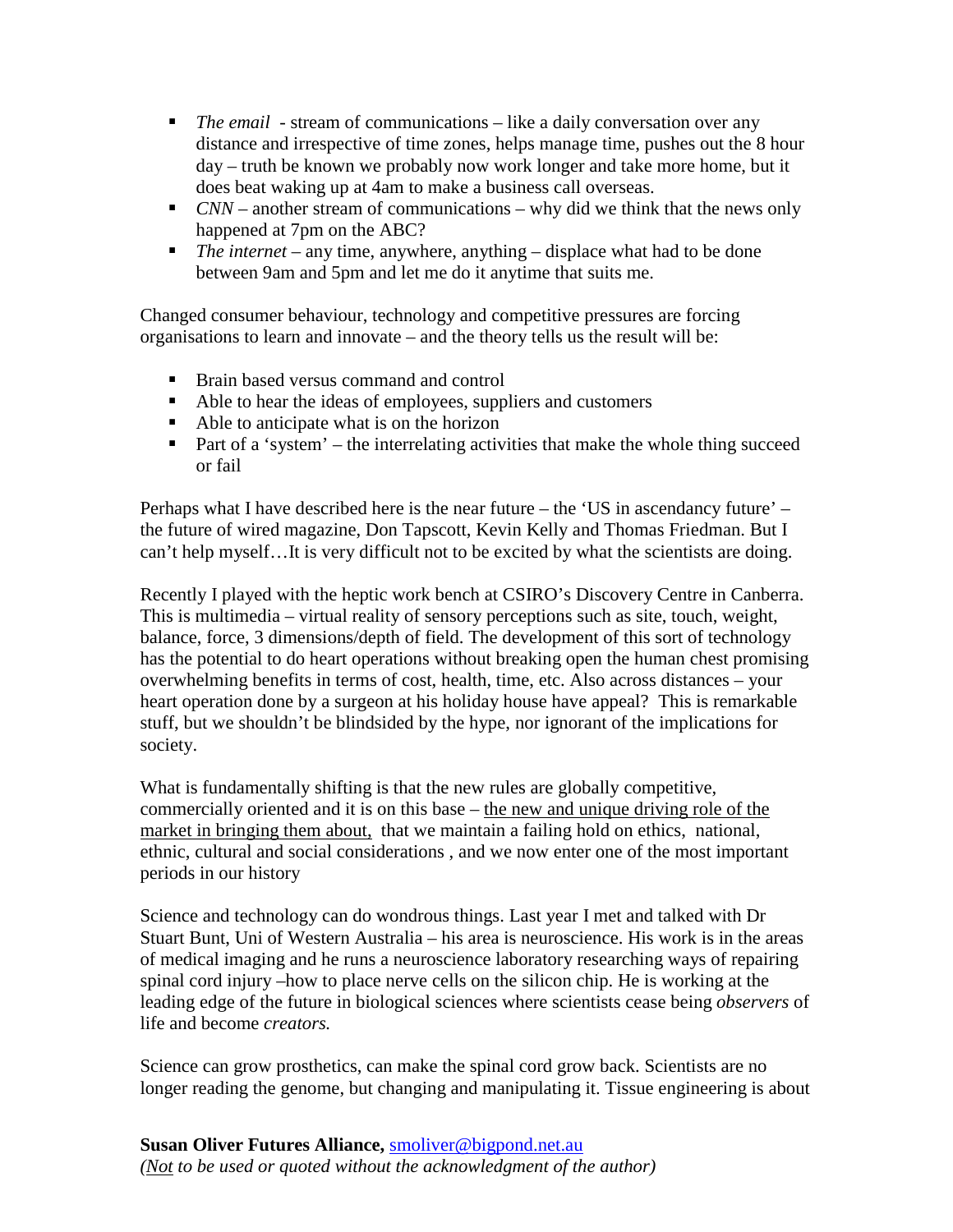- *The email* - stream of communications – like a daily conversation over any distance and irrespective of time zones, helps manage time, pushes out the 8 hour day – truth be known we probably now work longer and take more home, but it does beat waking up at 4am to make a business call overseas.
- *CNN* – another stream of communications – why did we think that the news only happened at 7pm on the ABC?
- *The internet* – any time, anywhere, anything – displace what had to be done between 9am and 5pm and let me do it anytime that suits me.

Changed consumer behaviour, technology and competitive pressures are forcing organisations to learn and innovate – and the theory tells us the result will be:

- Brain based versus command and control
- Able to hear the ideas of employees, suppliers and customers
- Able to anticipate what is on the horizon
- Part of a 'system' – the interrelating activities that make the whole thing succeed or fail

Perhaps what I have described here is the near future – the 'US in ascendancy future' – the future of wired magazine, Don Tapscott, Kevin Kelly and Thomas Friedman. But I can't help myself…It is very difficult not to be excited by what the scientists are doing.

Recently I played with the heptic work bench at CSIRO's Discovery Centre in Canberra. This is multimedia – virtual reality of sensory perceptions such as site, touch, weight, balance, force, 3 dimensions/depth of field. The development of this sort of technology has the potential to do heart operations without breaking open the human chest promising overwhelming benefits in terms of cost, health, time, etc. Also across distances – your heart operation done by a surgeon at his holiday house have appeal? This is remarkable stuff, but we shouldn't be blindsided by the hype, nor ignorant of the implications for society.

What is fundamentally shifting is that the new rules are globally competitive, commercially oriented and it is on this base – <u>the new and unique driving role of the market in bringing them about,</u> that we maintain a failing hold on ethics, national, ethnic, cultural and social considerations , and we now enter one of the most important periods in our history

Science and technology can do wondrous things. Last year I met and talked with Dr Stuart Bunt, Uni of Western Australia – his area is neuroscience. His work is in the areas of medical imaging and he runs a neuroscience laboratory researching ways of repairing spinal cord injury –how to place nerve cells on the silicon chip. He is working at the leading edge of the future in biological sciences where scientists cease being *observers* of life and become *creators.*

Science can grow prosthetics, can make the spinal cord grow back. Scientists are no longer reading the genome, but changing and manipulating it. Tissue engineering is about

**Susan Oliver Futures Alliance,** smoliver@bigpond.net.au
*(<u>Not</u> to be used or quoted without the acknowledgment of the author)*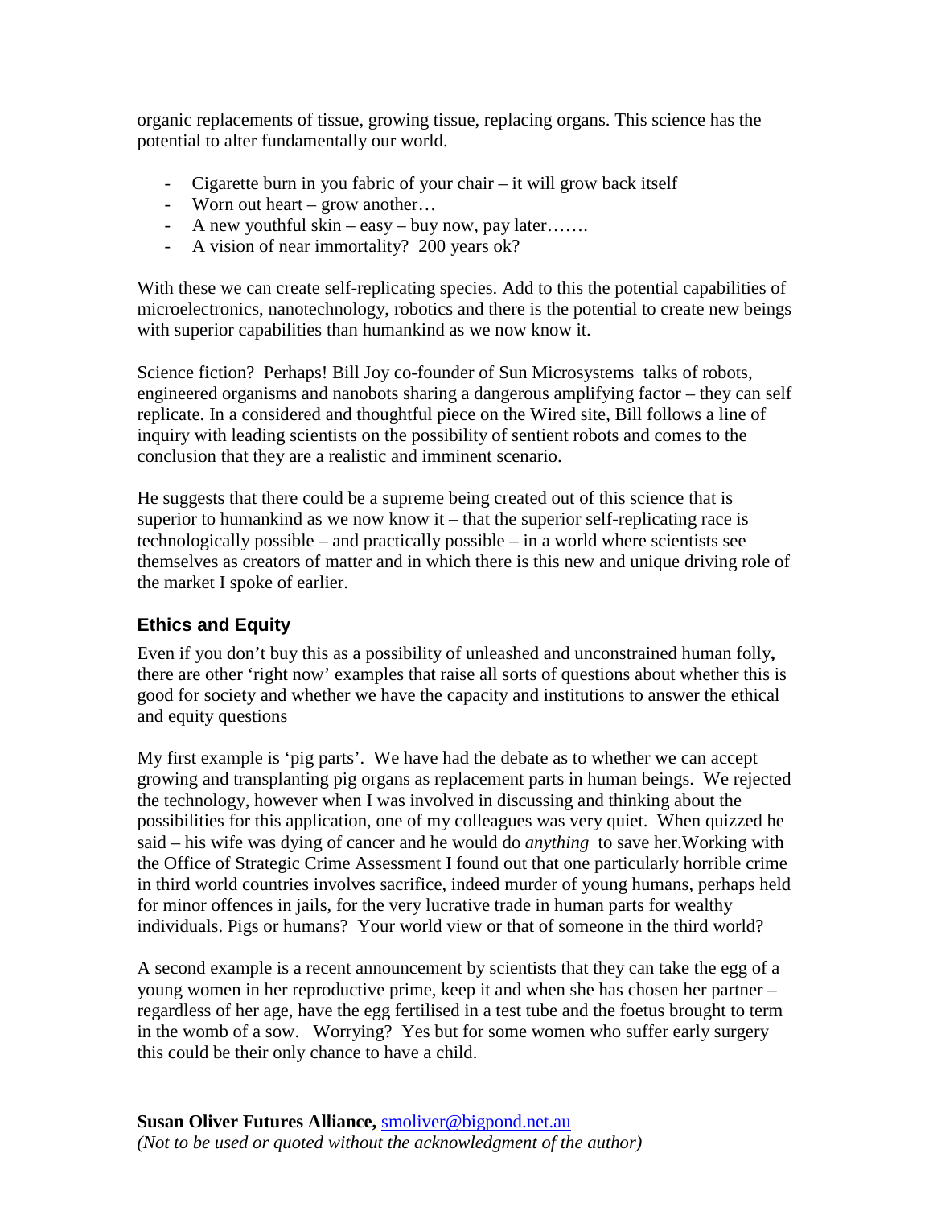organic replacements of tissue, growing tissue, replacing organs. This science has the potential to alter fundamentally our world.

- Cigarette burn in you fabric of your chair – it will grow back itself
- Worn out heart – grow another…
- A new youthful skin – easy – buy now, pay later…….
- A vision of near immortality? 200 years ok?

With these we can create self-replicating species. Add to this the potential capabilities of microelectronics, nanotechnology, robotics and there is the potential to create new beings with superior capabilities than humankind as we now know it.

Science fiction? Perhaps! Bill Joy co-founder of Sun Microsystems talks of robots, engineered organisms and nanobots sharing a dangerous amplifying factor – they can self replicate. In a considered and thoughtful piece on the Wired site, Bill follows a line of inquiry with leading scientists on the possibility of sentient robots and comes to the conclusion that they are a realistic and imminent scenario.

He suggests that there could be a supreme being created out of this science that is superior to humankind as we now know it – that the superior self-replicating race is technologically possible – and practically possible – in a world where scientists see themselves as creators of matter and in which there is this new and unique driving role of the market I spoke of earlier.

## Ethics and Equity

Even if you don't buy this as a possibility of unleashed and unconstrained human folly**,** there are other 'right now' examples that raise all sorts of questions about whether this is good for society and whether we have the capacity and institutions to answer the ethical and equity questions

My first example is 'pig parts'. We have had the debate as to whether we can accept growing and transplanting pig organs as replacement parts in human beings. We rejected the technology, however when I was involved in discussing and thinking about the possibilities for this application, one of my colleagues was very quiet. When quizzed he said – his wife was dying of cancer and he would do *anything* to save her.Working with the Office of Strategic Crime Assessment I found out that one particularly horrible crime in third world countries involves sacrifice, indeed murder of young humans, perhaps held for minor offences in jails, for the very lucrative trade in human parts for wealthy individuals. Pigs or humans? Your world view or that of someone in the third world?

A second example is a recent announcement by scientists that they can take the egg of a young women in her reproductive prime, keep it and when she has chosen her partner – regardless of her age, have the egg fertilised in a test tube and the foetus brought to term in the womb of a sow. Worrying? Yes but for some women who suffer early surgery this could be their only chance to have a child.

**Susan Oliver Futures Alliance,** smoliver@bigpond.net.au
*(Not to be used or quoted without the acknowledgment of the author)*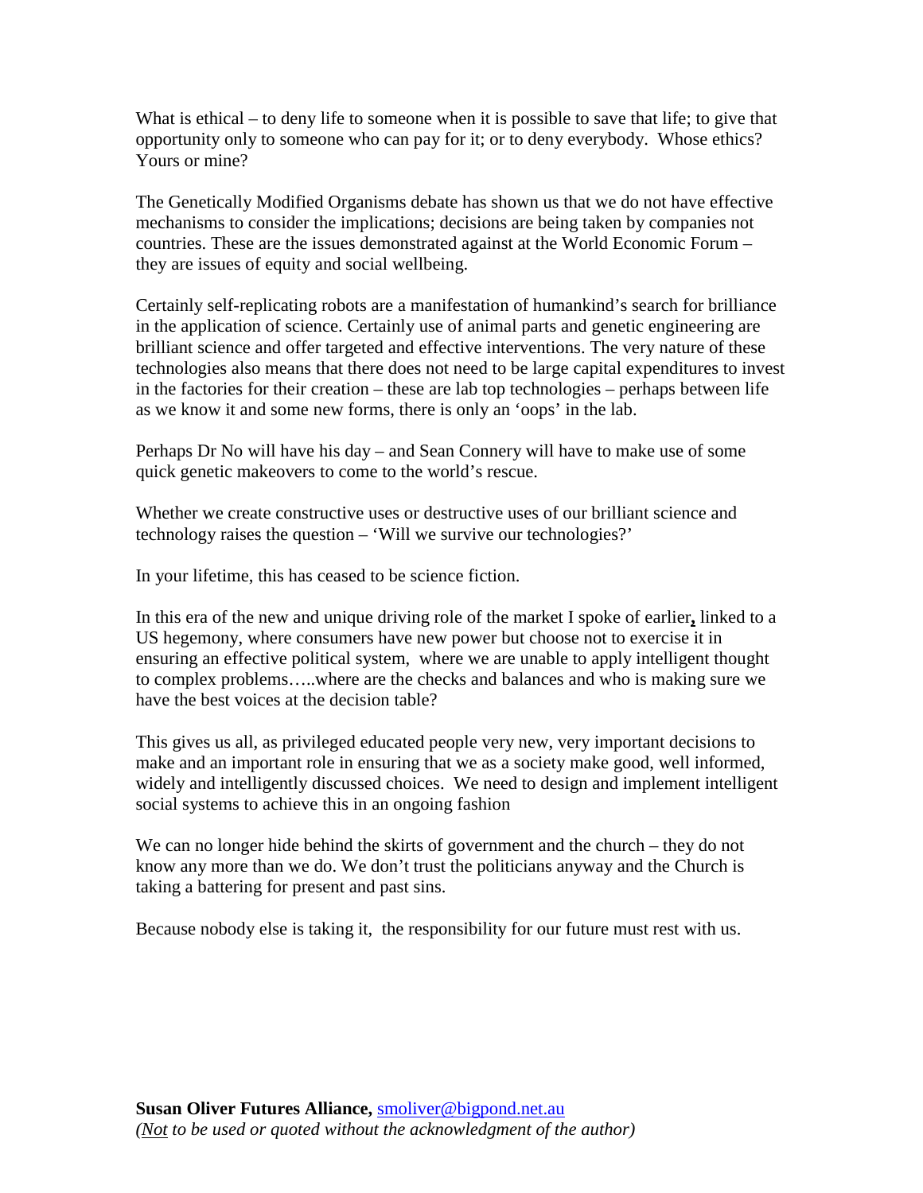What is ethical – to deny life to someone when it is possible to save that life; to give that opportunity only to someone who can pay for it; or to deny everybody. Whose ethics? Yours or mine?

The Genetically Modified Organisms debate has shown us that we do not have effective mechanisms to consider the implications; decisions are being taken by companies not countries. These are the issues demonstrated against at the World Economic Forum – they are issues of equity and social wellbeing.

Certainly self-replicating robots are a manifestation of humankind's search for brilliance in the application of science. Certainly use of animal parts and genetic engineering are brilliant science and offer targeted and effective interventions. The very nature of these technologies also means that there does not need to be large capital expenditures to invest in the factories for their creation – these are lab top technologies – perhaps between life as we know it and some new forms, there is only an 'oops' in the lab.

Perhaps Dr No will have his day – and Sean Connery will have to make use of some quick genetic makeovers to come to the world's rescue.

Whether we create constructive uses or destructive uses of our brilliant science and technology raises the question – 'Will we survive our technologies?'

In your lifetime, this has ceased to be science fiction.

In this era of the new and unique driving role of the market I spoke of earlier, linked to a US hegemony, where consumers have new power but choose not to exercise it in ensuring an effective political system, where we are unable to apply intelligent thought to complex problems…..where are the checks and balances and who is making sure we have the best voices at the decision table?

This gives us all, as privileged educated people very new, very important decisions to make and an important role in ensuring that we as a society make good, well informed, widely and intelligently discussed choices. We need to design and implement intelligent social systems to achieve this in an ongoing fashion

We can no longer hide behind the skirts of government and the church – they do not know any more than we do. We don't trust the politicians anyway and the Church is taking a battering for present and past sins.

Because nobody else is taking it, the responsibility for our future must rest with us.

**Susan Oliver Futures Alliance,** smoliver@bigpond.net.au
*(Not to be used or quoted without the acknowledgment of the author)*